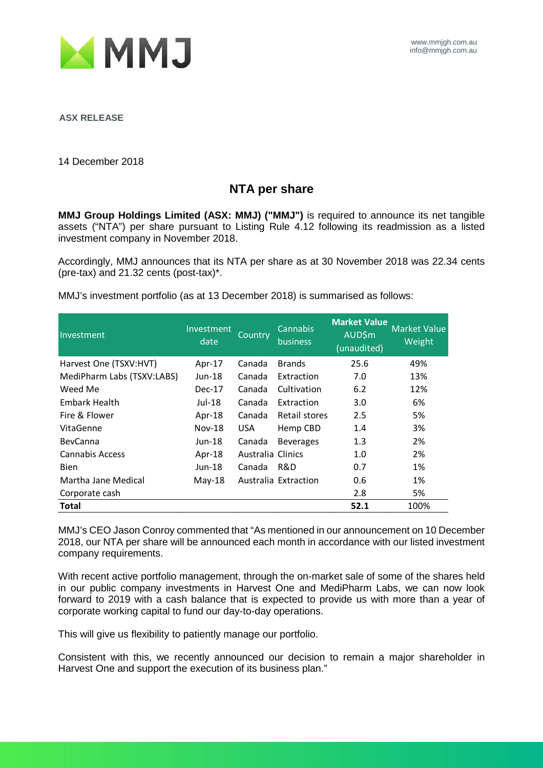MMJ

www.mmjgh.com.au
info@mmjgh.com.au

**ASX RELEASE**

14 December 2018

## NTA per share

**MMJ Group Holdings Limited (ASX: MMJ) ("MMJ")** is required to announce its net tangible assets ("NTA") per share pursuant to Listing Rule 4.12 following its readmission as a listed investment company in November 2018.

Accordingly, MMJ announces that its NTA per share as at 30 November 2018 was 22.34 cents (pre-tax) and 21.32 cents (post-tax)*.

MMJ's investment portfolio (as at 13 December 2018) is summarised as follows:

| Investment | Investment date | Country | Cannabis business | **Market Value AUD$m (unaudited)** | Market Value Weight |
|---|---|---|---|---|---|
| Harvest One (TSXV:HVT) | Apr-17 | Canada | Brands | 25.6 | 49% |
| MediPharm Labs (TSXV:LABS) | Jun-18 | Canada | Extraction | 7.0 | 13% |
| Weed Me | Dec-17 | Canada | Cultivation | 6.2 | 12% |
| Embark Health | Jul-18 | Canada | Extraction | 3.0 | 6% |
| Fire & Flower | Apr-18 | Canada | Retail stores | 2.5 | 5% |
| VitaGenne | Nov-18 | USA | Hemp CBD | 1.4 | 3% |
| BevCanna | Jun-18 | Canada | Beverages | 1.3 | 2% |
| Cannabis Access | Apr-18 | Australia | Clinics | 1.0 | 2% |
| Bien | Jun-18 | Canada | R&D | 0.7 | 1% |
| Martha Jane Medical | May-18 | Australia | Extraction | 0.6 | 1% |
| Corporate cash | | | | 2.8 | 5% |
| **Total** | | | | **52.1** | 100% |

MMJ's CEO Jason Conroy commented that "As mentioned in our announcement on 10 December 2018, our NTA per share will be announced each month in accordance with our listed investment company requirements.

With recent active portfolio management, through the on-market sale of some of the shares held in our public company investments in Harvest One and MediPharm Labs, we can now look forward to 2019 with a cash balance that is expected to provide us with more than a year of corporate working capital to fund our day-to-day operations.

This will give us flexibility to patiently manage our portfolio.

Consistent with this, we recently announced our decision to remain a major shareholder in Harvest One and support the execution of its business plan."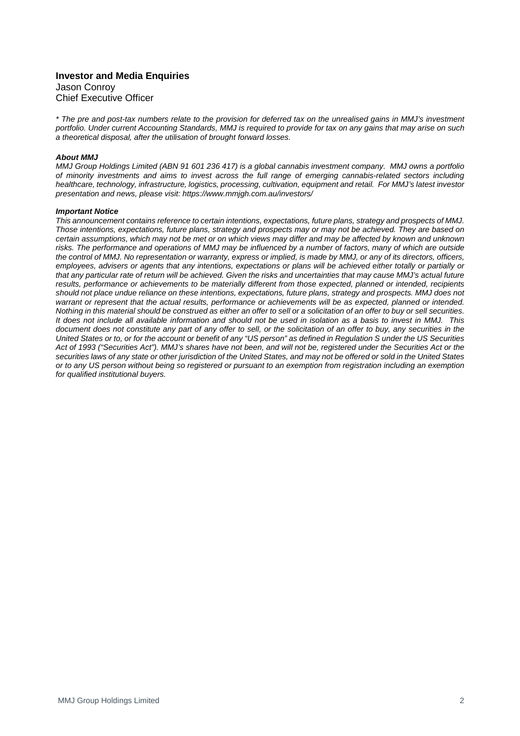**Investor and Media Enquiries**
Jason Conroy
Chief Executive Officer

*\* The pre and post-tax numbers relate to the provision for deferred tax on the unrealised gains in MMJ's investment portfolio. Under current Accounting Standards, MMJ is required to provide for tax on any gains that may arise on such a theoretical disposal, after the utilisation of brought forward losses.*

***About MMJ***

*MMJ Group Holdings Limited (ABN 91 601 236 417) is a global cannabis investment company. MMJ owns a portfolio of minority investments and aims to invest across the full range of emerging cannabis-related sectors including healthcare, technology, infrastructure, logistics, processing, cultivation, equipment and retail. For MMJ's latest investor presentation and news, please visit: https://www.mmjgh.com.au/investors/*

***Important Notice***

*This announcement contains reference to certain intentions, expectations, future plans, strategy and prospects of MMJ. Those intentions, expectations, future plans, strategy and prospects may or may not be achieved. They are based on certain assumptions, which may not be met or on which views may differ and may be affected by known and unknown risks. The performance and operations of MMJ may be influenced by a number of factors, many of which are outside the control of MMJ. No representation or warranty, express or implied, is made by MMJ, or any of its directors, officers, employees, advisers or agents that any intentions, expectations or plans will be achieved either totally or partially or that any particular rate of return will be achieved. Given the risks and uncertainties that may cause MMJ's actual future results, performance or achievements to be materially different from those expected, planned or intended, recipients should not place undue reliance on these intentions, expectations, future plans, strategy and prospects. MMJ does not warrant or represent that the actual results, performance or achievements will be as expected, planned or intended. Nothing in this material should be construed as either an offer to sell or a solicitation of an offer to buy or sell securities. It does not include all available information and should not be used in isolation as a basis to invest in MMJ. This document does not constitute any part of any offer to sell, or the solicitation of an offer to buy, any securities in the United States or to, or for the account or benefit of any "US person" as defined in Regulation S under the US Securities Act of 1993 ("Securities Act"). MMJ's shares have not been, and will not be, registered under the Securities Act or the securities laws of any state or other jurisdiction of the United States, and may not be offered or sold in the United States or to any US person without being so registered or pursuant to an exemption from registration including an exemption for qualified institutional buyers.*